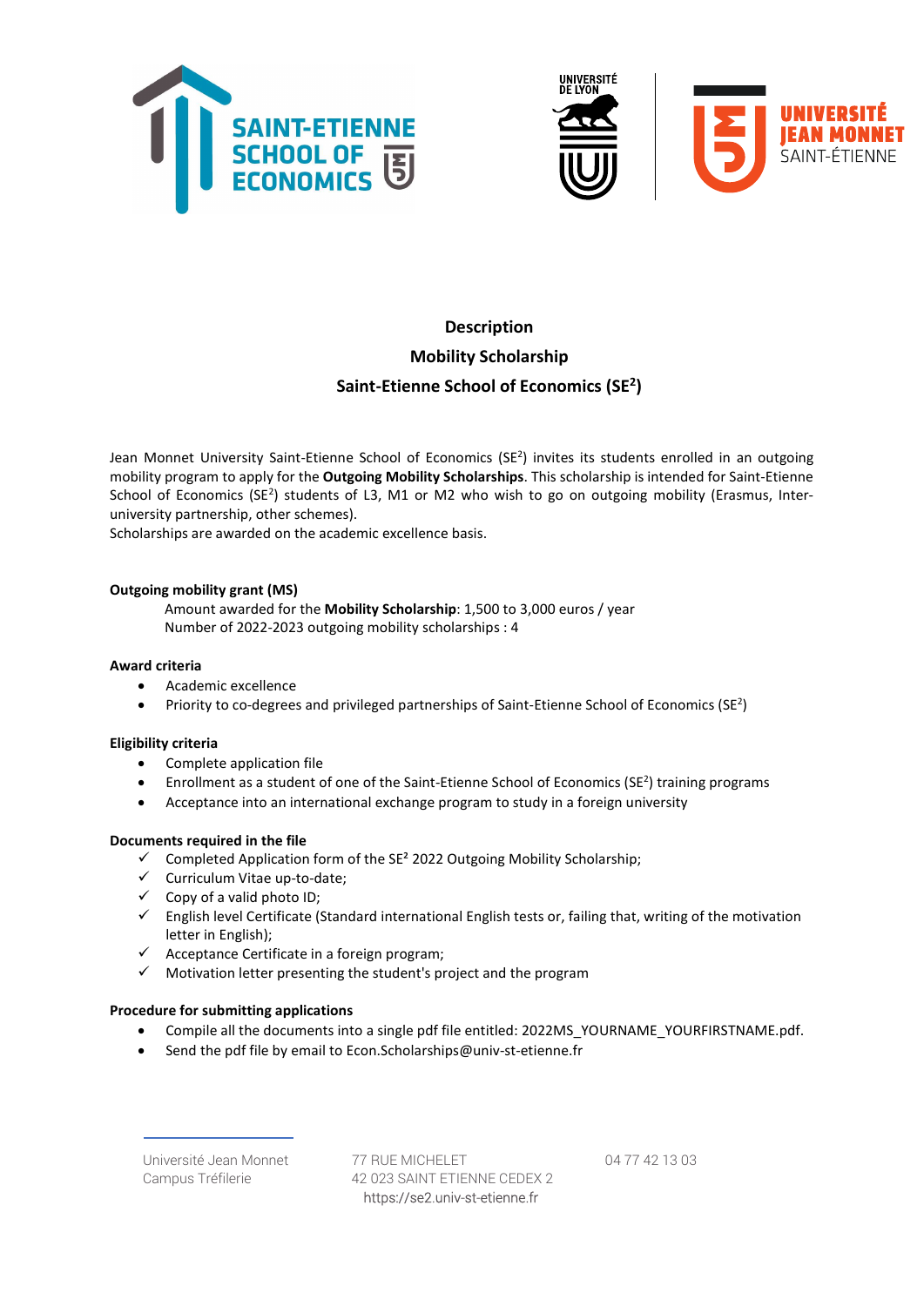# Description

# Mobility Scholarship

# Saint-Etienne School of Economics (SE$^2$)

Jean Monnet University Saint-Etienne School of Economics (SE$^2$) invites its students enrolled in an outgoing mobility program to apply for the **Outgoing Mobility Scholarships**. This scholarship is intended for Saint-Etienne School of Economics (SE$^2$) students of L3, M1 or M2 who wish to go on outgoing mobility (Erasmus, Inter-university partnership, other schemes).
Scholarships are awarded on the academic excellence basis.

**Outgoing mobility grant (MS)**

Amount awarded for the **Mobility Scholarship**: 1,500 to 3,000 euros / year
Number of 2022-2023 outgoing mobility scholarships : 4

**Award criteria**

- Academic excellence
- Priority to co-degrees and privileged partnerships of Saint-Etienne School of Economics (SE$^2$)

**Eligibility criteria**

- Complete application file
- Enrollment as a student of one of the Saint-Etienne School of Economics (SE$^2$) training programs
- Acceptance into an international exchange program to study in a foreign university

**Documents required in the file**

- ✓ Completed Application form of the SE$^2$ 2022 Outgoing Mobility Scholarship;
- ✓ Curriculum Vitae up-to-date;
- ✓ Copy of a valid photo ID;
- ✓ English level Certificate (Standard international English tests or, failing that, writing of the motivation letter in English);
- ✓ Acceptance Certificate in a foreign program;
- ✓ Motivation letter presenting the student's project and the program

**Procedure for submitting applications**

- Compile all the documents into a single pdf file entitled: 2022MS_YOURNAME_YOURFIRSTNAME.pdf.
- Send the pdf file by email to Econ.Scholarships@univ-st-etienne.fr

Université Jean Monnet
Campus Tréfilerie

77 RUE MICHELET
42 023 SAINT ETIENNE CEDEX 2
https://se2.univ-st-etienne.fr

04 77 42 13 03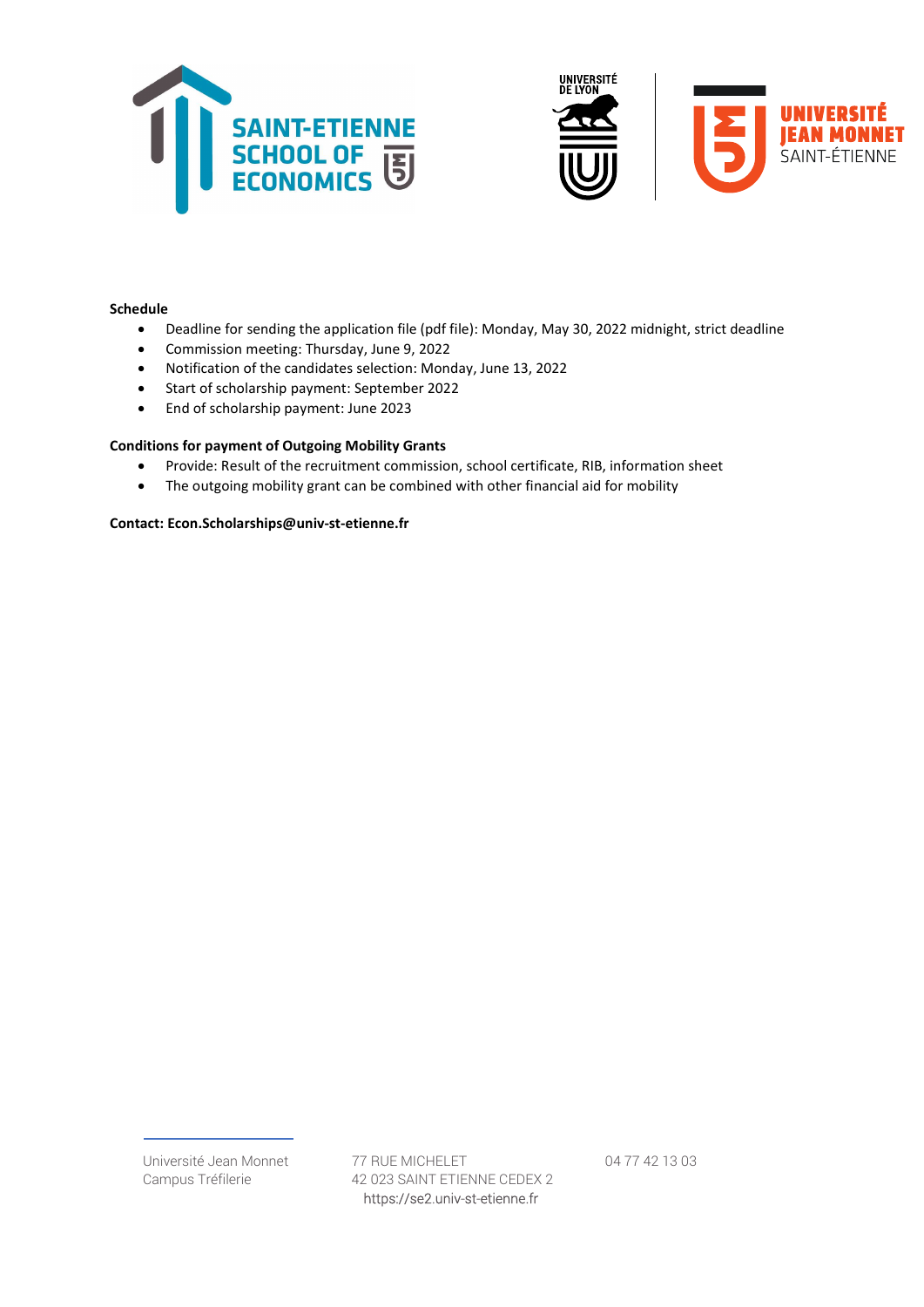**Schedule**

- Deadline for sending the application file (pdf file): Monday, May 30, 2022 midnight, strict deadline
- Commission meeting: Thursday, June 9, 2022
- Notification of the candidates selection: Monday, June 13, 2022
- Start of scholarship payment: September 2022
- End of scholarship payment: June 2023

**Conditions for payment of Outgoing Mobility Grants**

- Provide: Result of the recruitment commission, school certificate, RIB, information sheet
- The outgoing mobility grant can be combined with other financial aid for mobility

**Contact: Econ.Scholarships@univ-st-etienne.fr**